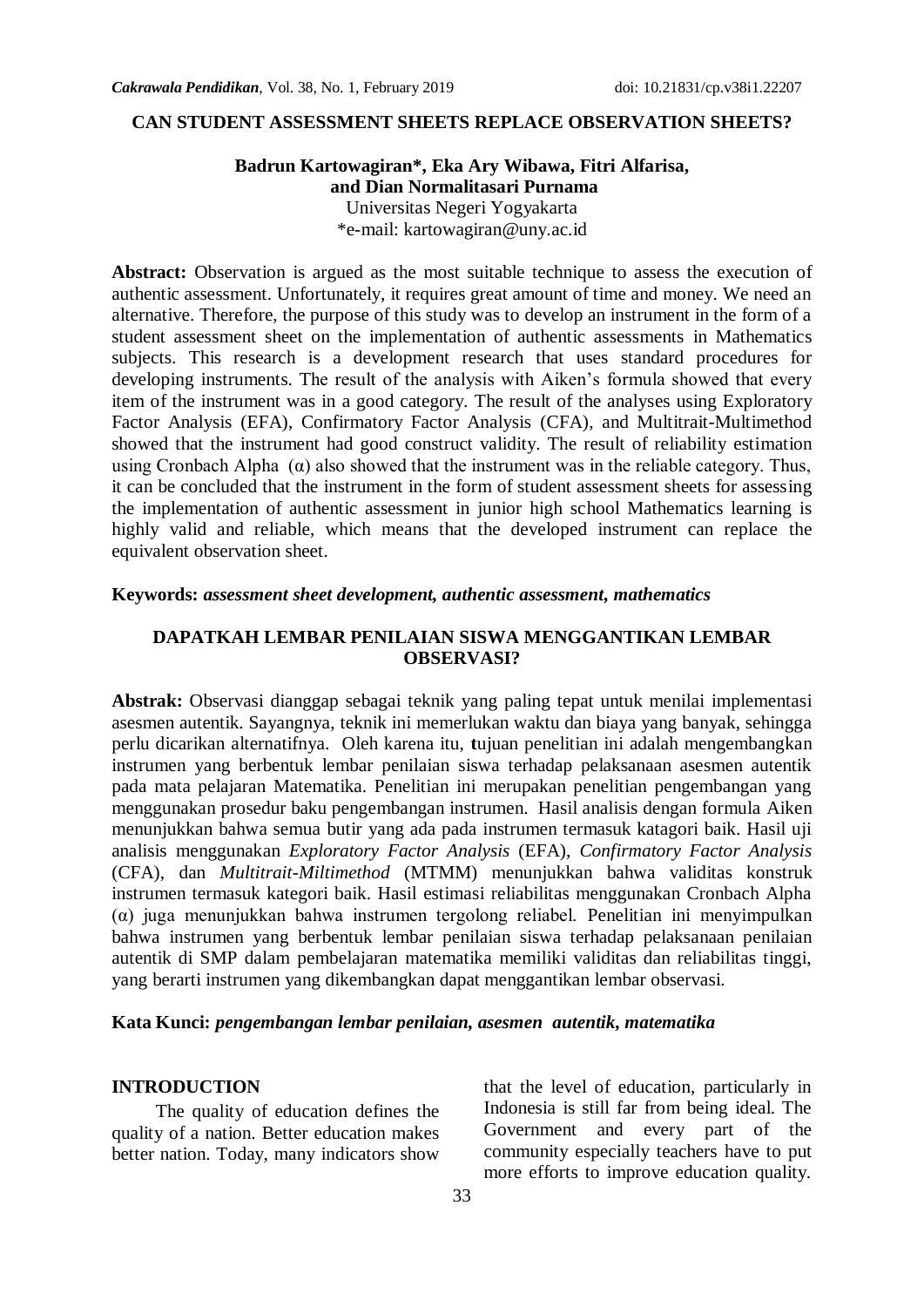# CAN STUDENT ASSESSMENT SHEETS REPLACE OBSERVATION SHEETS?

**Badrun Kartowagiran\*, Eka Ary Wibawa, Fitri Alfarisa, and Dian Normalitasari Purnama**

Universitas Negeri Yogyakarta

\*e-mail: kartowagiran@uny.ac.id

**Abstract:** Observation is argued as the most suitable technique to assess the execution of authentic assessment. Unfortunately, it requires great amount of time and money. We need an alternative. Therefore, the purpose of this study was to develop an instrument in the form of a student assessment sheet on the implementation of authentic assessments in Mathematics subjects. This research is a development research that uses standard procedures for developing instruments. The result of the analysis with Aiken's formula showed that every item of the instrument was in a good category. The result of the analyses using Exploratory Factor Analysis (EFA), Confirmatory Factor Analysis (CFA), and Multitrait-Multimethod showed that the instrument had good construct validity. The result of reliability estimation using Cronbach Alpha (α) also showed that the instrument was in the reliable category. Thus, it can be concluded that the instrument in the form of student assessment sheets for assessing the implementation of authentic assessment in junior high school Mathematics learning is highly valid and reliable, which means that the developed instrument can replace the equivalent observation sheet.

**Keywords:** ***assessment sheet development, authentic assessment, mathematics***

# DAPATKAH LEMBAR PENILAIAN SISWA MENGGANTIKAN LEMBAR OBSERVASI?

**Abstrak:** Observasi dianggap sebagai teknik yang paling tepat untuk menilai implementasi asesmen autentik. Sayangnya, teknik ini memerlukan waktu dan biaya yang banyak, sehingga perlu dicarikan alternatifnya. Oleh karena itu, **t**ujuan penelitian ini adalah mengembangkan instrumen yang berbentuk lembar penilaian siswa terhadap pelaksanaan asesmen autentik pada mata pelajaran Matematika. Penelitian ini merupakan penelitian pengembangan yang menggunakan prosedur baku pengembangan instrumen. Hasil analisis dengan formula Aiken menunjukkan bahwa semua butir yang ada pada instrumen termasuk katagori baik. Hasil uji analisis menggunakan *Exploratory Factor Analysis* (EFA), *Confirmatory Factor Analysis* (CFA), dan *Multitrait-Miltimethod* (MTMM) menunjukkan bahwa validitas konstruk instrumen termasuk kategori baik. Hasil estimasi reliabilitas menggunakan Cronbach Alpha (α) juga menunjukkan bahwa instrumen tergolong reliabel. Penelitian ini menyimpulkan bahwa instrumen yang berbentuk lembar penilaian siswa terhadap pelaksanaan penilaian autentik di SMP dalam pembelajaran matematika memiliki validitas dan reliabilitas tinggi, yang berarti instrumen yang dikembangkan dapat menggantikan lembar observasi.

**Kata Kunci:** ***pengembangan lembar penilaian, asesmen autentik, matematika***

## INTRODUCTION

The quality of education defines the quality of a nation. Better education makes better nation. Today, many indicators show that the level of education, particularly in Indonesia is still far from being ideal. The Government and every part of the community especially teachers have to put more efforts to improve education quality.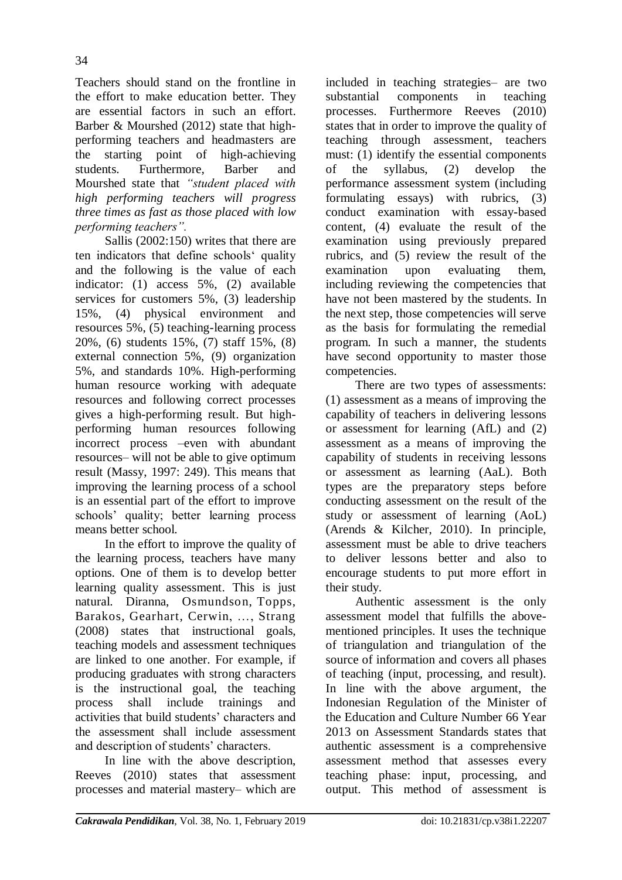Teachers should stand on the frontline in the effort to make education better. They are essential factors in such an effort. Barber & Mourshed (2012) state that high-performing teachers and headmasters are the starting point of high-achieving students. Furthermore, Barber and Mourshed state that *"student placed with high performing teachers will progress three times as fast as those placed with low performing teachers"*.

Sallis (2002:150) writes that there are ten indicators that define schools' quality and the following is the value of each indicator: (1) access 5%, (2) available services for customers 5%, (3) leadership 15%, (4) physical environment and resources 5%, (5) teaching-learning process 20%, (6) students 15%, (7) staff 15%, (8) external connection 5%, (9) organization 5%, and standards 10%. High-performing human resource working with adequate resources and following correct processes gives a high-performing result. But high-performing human resources following incorrect process –even with abundant resources– will not be able to give optimum result (Massy, 1997: 249). This means that improving the learning process of a school is an essential part of the effort to improve schools' quality; better learning process means better school.

In the effort to improve the quality of the learning process, teachers have many options. One of them is to develop better learning quality assessment. This is just natural. Diranna, Osmundson, Topps, Barakos, Gearhart, Cerwin, …, Strang (2008) states that instructional goals, teaching models and assessment techniques are linked to one another. For example, if producing graduates with strong characters is the instructional goal, the teaching process shall include trainings and activities that build students' characters and the assessment shall include assessment and description of students' characters.

In line with the above description, Reeves (2010) states that assessment processes and material mastery– which are included in teaching strategies– are two substantial components in teaching processes. Furthermore Reeves (2010) states that in order to improve the quality of teaching through assessment, teachers must: (1) identify the essential components of the syllabus, (2) develop the performance assessment system (including formulating essays) with rubrics, (3) conduct examination with essay-based content, (4) evaluate the result of the examination using previously prepared rubrics, and (5) review the result of the examination upon evaluating them, including reviewing the competencies that have not been mastered by the students. In the next step, those competencies will serve as the basis for formulating the remedial program. In such a manner, the students have second opportunity to master those competencies.

There are two types of assessments: (1) assessment as a means of improving the capability of teachers in delivering lessons or assessment for learning (AfL) and (2) assessment as a means of improving the capability of students in receiving lessons or assessment as learning (AaL). Both types are the preparatory steps before conducting assessment on the result of the study or assessment of learning (AoL) (Arends & Kilcher, 2010). In principle, assessment must be able to drive teachers to deliver lessons better and also to encourage students to put more effort in their study.

Authentic assessment is the only assessment model that fulfills the above-mentioned principles. It uses the technique of triangulation and triangulation of the source of information and covers all phases of teaching (input, processing, and result). In line with the above argument, the Indonesian Regulation of the Minister of the Education and Culture Number 66 Year 2013 on Assessment Standards states that authentic assessment is a comprehensive assessment method that assesses every teaching phase: input, processing, and output. This method of assessment is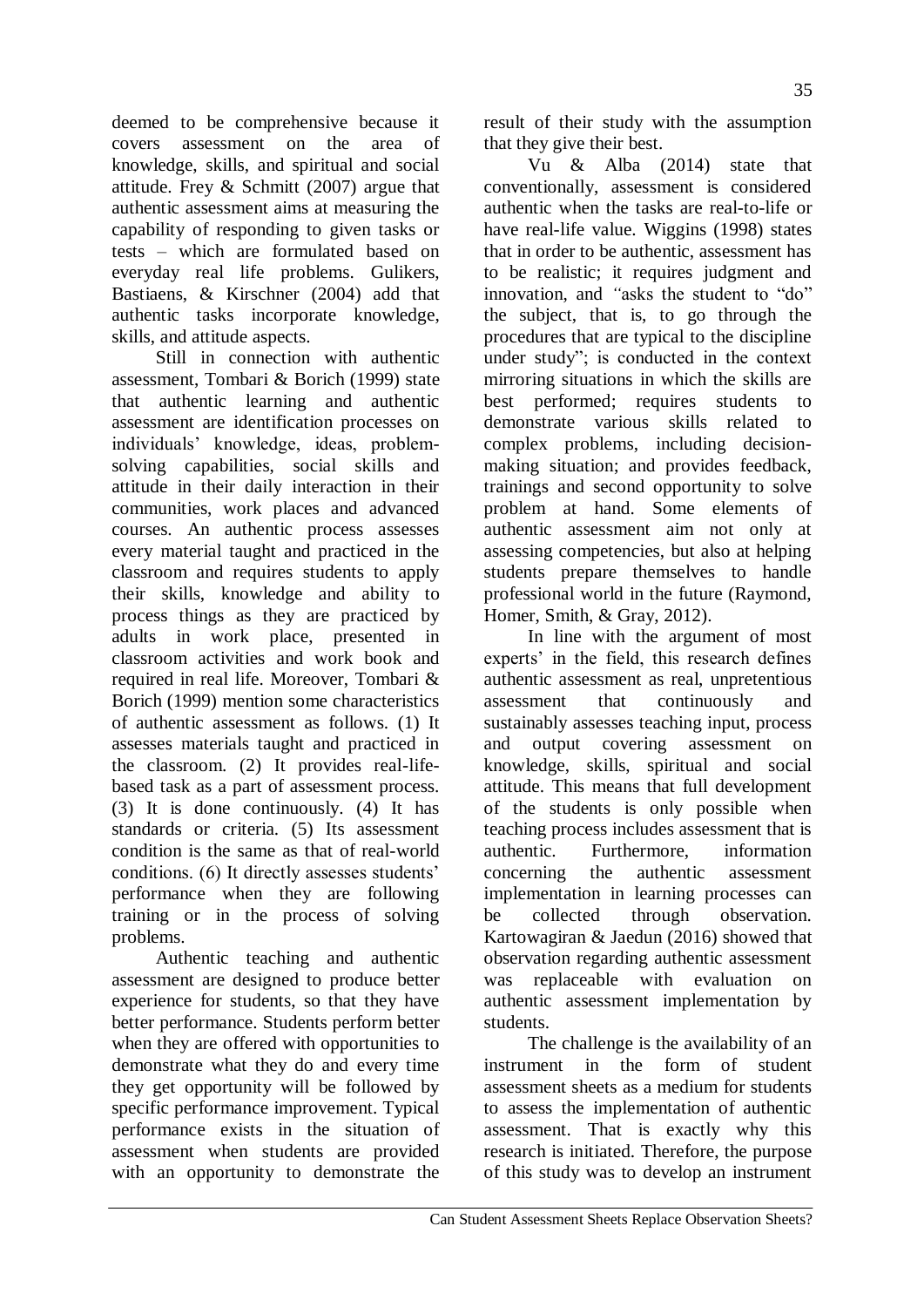deemed to be comprehensive because it covers assessment on the area of knowledge, skills, and spiritual and social attitude. Frey & Schmitt (2007) argue that authentic assessment aims at measuring the capability of responding to given tasks or tests – which are formulated based on everyday real life problems. Gulikers, Bastiaens, & Kirschner (2004) add that authentic tasks incorporate knowledge, skills, and attitude aspects.

Still in connection with authentic assessment, Tombari & Borich (1999) state that authentic learning and authentic assessment are identification processes on individuals' knowledge, ideas, problem-solving capabilities, social skills and attitude in their daily interaction in their communities, work places and advanced courses. An authentic process assesses every material taught and practiced in the classroom and requires students to apply their skills, knowledge and ability to process things as they are practiced by adults in work place, presented in classroom activities and work book and required in real life. Moreover, Tombari & Borich (1999) mention some characteristics of authentic assessment as follows. (1) It assesses materials taught and practiced in the classroom. (2) It provides real-life-based task as a part of assessment process. (3) It is done continuously. (4) It has standards or criteria. (5) Its assessment condition is the same as that of real-world conditions. (6) It directly assesses students' performance when they are following training or in the process of solving problems.

Authentic teaching and authentic assessment are designed to produce better experience for students, so that they have better performance. Students perform better when they are offered with opportunities to demonstrate what they do and every time they get opportunity will be followed by specific performance improvement. Typical performance exists in the situation of assessment when students are provided with an opportunity to demonstrate the result of their study with the assumption that they give their best.

Vu & Alba (2014) state that conventionally, assessment is considered authentic when the tasks are real-to-life or have real-life value. Wiggins (1998) states that in order to be authentic, assessment has to be realistic; it requires judgment and innovation, and "asks the student to "do" the subject, that is, to go through the procedures that are typical to the discipline under study"; is conducted in the context mirroring situations in which the skills are best performed; requires students to demonstrate various skills related to complex problems, including decision-making situation; and provides feedback, trainings and second opportunity to solve problem at hand. Some elements of authentic assessment aim not only at assessing competencies, but also at helping students prepare themselves to handle professional world in the future (Raymond, Homer, Smith, & Gray, 2012).

In line with the argument of most experts' in the field, this research defines authentic assessment as real, unpretentious assessment that continuously and sustainably assesses teaching input, process and output covering assessment on knowledge, skills, spiritual and social attitude. This means that full development of the students is only possible when teaching process includes assessment that is authentic. Furthermore, information concerning the authentic assessment implementation in learning processes can be collected through observation. Kartowagiran & Jaedun (2016) showed that observation regarding authentic assessment was replaceable with evaluation on authentic assessment implementation by students.

The challenge is the availability of an instrument in the form of student assessment sheets as a medium for students to assess the implementation of authentic assessment. That is exactly why this research is initiated. Therefore, the purpose of this study was to develop an instrument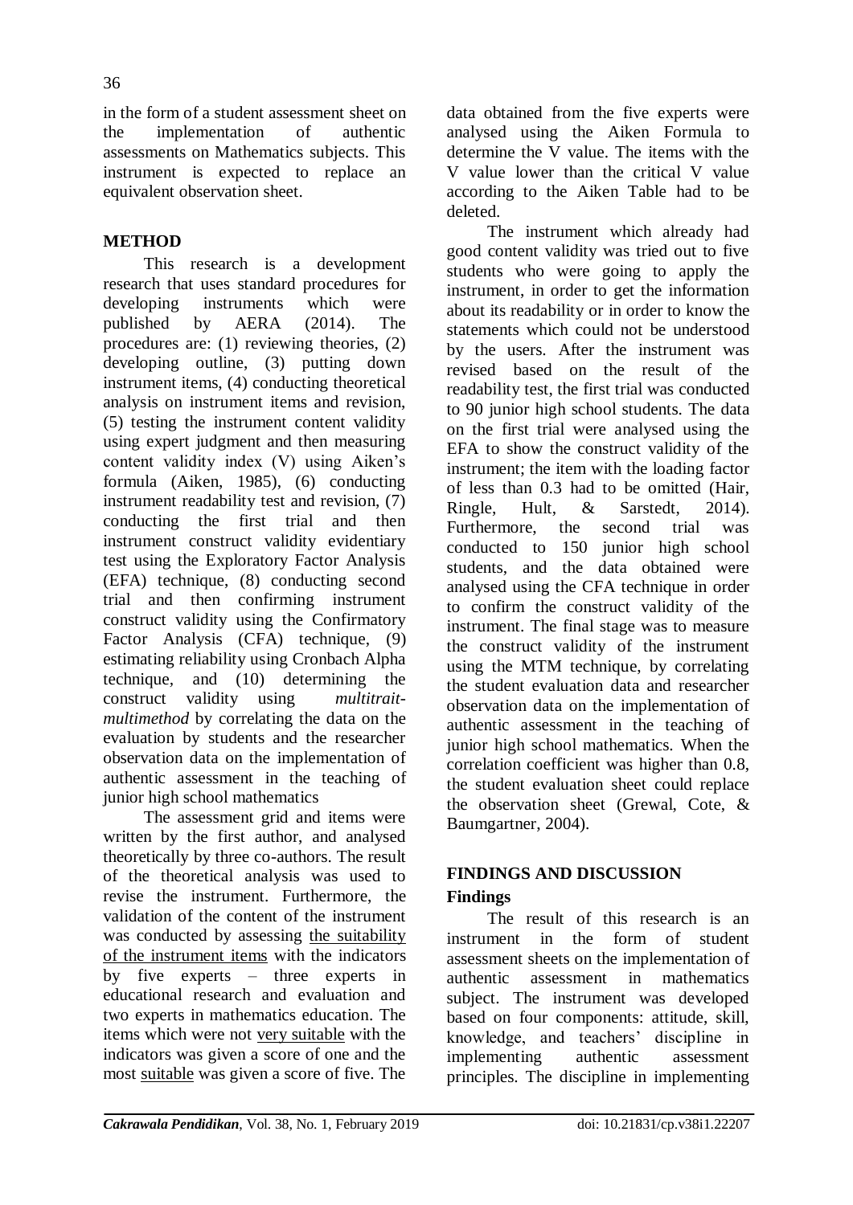in the form of a student assessment sheet on the implementation of authentic assessments on Mathematics subjects. This instrument is expected to replace an equivalent observation sheet.

## METHOD

This research is a development research that uses standard procedures for developing instruments which were published by AERA (2014). The procedures are: (1) reviewing theories, (2) developing outline, (3) putting down instrument items, (4) conducting theoretical analysis on instrument items and revision, (5) testing the instrument content validity using expert judgment and then measuring content validity index (V) using Aiken's formula (Aiken, 1985), (6) conducting instrument readability test and revision, (7) conducting the first trial and then instrument construct validity evidentiary test using the Exploratory Factor Analysis (EFA) technique, (8) conducting second trial and then confirming instrument construct validity using the Confirmatory Factor Analysis (CFA) technique, (9) estimating reliability using Cronbach Alpha technique, and (10) determining the construct validity using *multitrait-multimethod* by correlating the data on the evaluation by students and the researcher observation data on the implementation of authentic assessment in the teaching of junior high school mathematics

The assessment grid and items were written by the first author, and analysed theoretically by three co-authors. The result of the theoretical analysis was used to revise the instrument. Furthermore, the validation of the content of the instrument was conducted by assessing the suitability of the instrument items with the indicators by five experts – three experts in educational research and evaluation and two experts in mathematics education. The items which were not very suitable with the indicators was given a score of one and the most suitable was given a score of five. The data obtained from the five experts were analysed using the Aiken Formula to determine the V value. The items with the V value lower than the critical V value according to the Aiken Table had to be deleted.

The instrument which already had good content validity was tried out to five students who were going to apply the instrument, in order to get the information about its readability or in order to know the statements which could not be understood by the users. After the instrument was revised based on the result of the readability test, the first trial was conducted to 90 junior high school students. The data on the first trial were analysed using the EFA to show the construct validity of the instrument; the item with the loading factor of less than 0.3 had to be omitted (Hair, Ringle, Hult, & Sarstedt, 2014). Furthermore, the second trial was conducted to 150 junior high school students, and the data obtained were analysed using the CFA technique in order to confirm the construct validity of the instrument. The final stage was to measure the construct validity of the instrument using the MTM technique, by correlating the student evaluation data and researcher observation data on the implementation of authentic assessment in the teaching of junior high school mathematics. When the correlation coefficient was higher than 0.8, the student evaluation sheet could replace the observation sheet (Grewal, Cote, & Baumgartner, 2004).

## FINDINGS AND DISCUSSION

### Findings

The result of this research is an instrument in the form of student assessment sheets on the implementation of authentic assessment in mathematics subject. The instrument was developed based on four components: attitude, skill, knowledge, and teachers' discipline in implementing authentic assessment principles. The discipline in implementing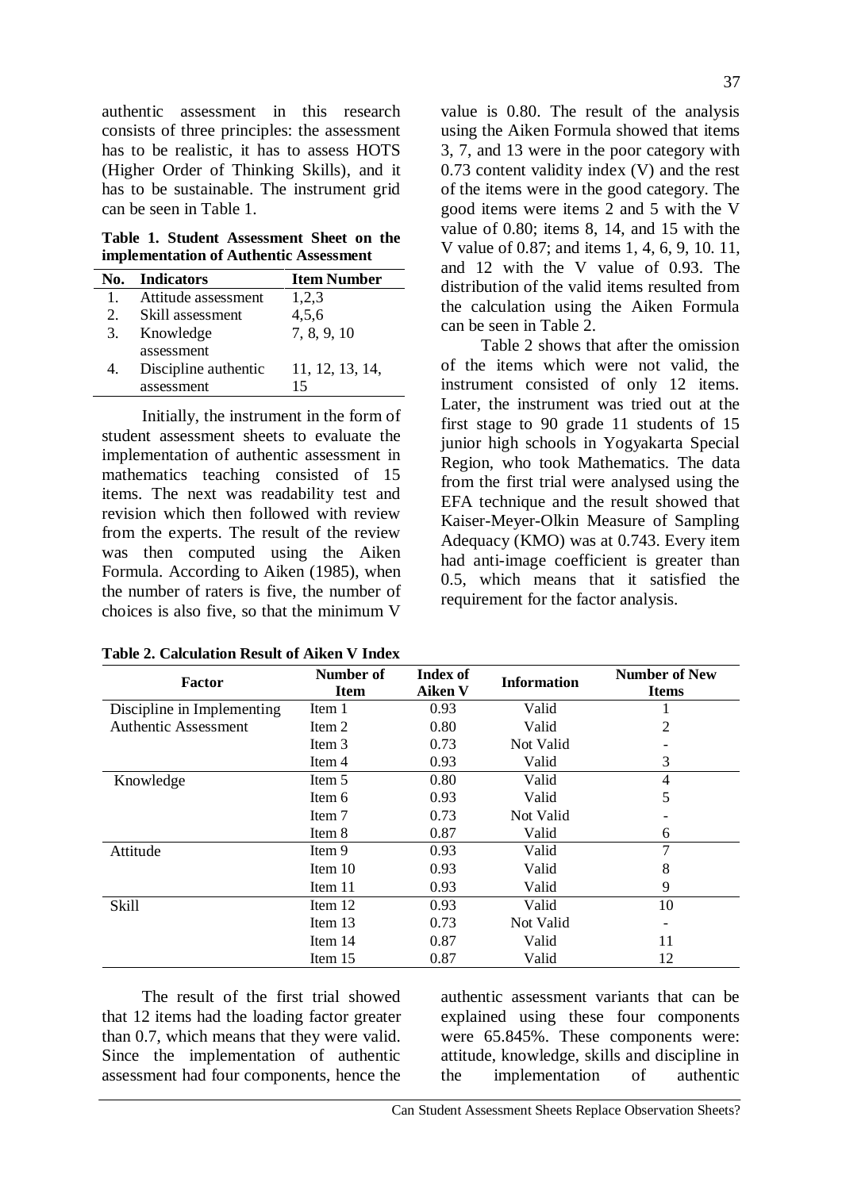authentic assessment in this research consists of three principles: the assessment has to be realistic, it has to assess HOTS (Higher Order of Thinking Skills), and it has to be sustainable. The instrument grid can be seen in Table 1.

**Table 1. Student Assessment Sheet on the implementation of Authentic Assessment**

| No. | Indicators | Item Number |
|---|---|---|
| 1. | Attitude assessment | 1,2,3 |
| 2. | Skill assessment | 4,5,6 |
| 3. | Knowledge assessment | 7, 8, 9, 10 |
| 4. | Discipline authentic assessment | 11, 12, 13, 14, 15 |

Initially, the instrument in the form of student assessment sheets to evaluate the implementation of authentic assessment in mathematics teaching consisted of 15 items. The next was readability test and revision which then followed with review from the experts. The result of the review was then computed using the Aiken Formula. According to Aiken (1985), when the number of raters is five, the number of choices is also five, so that the minimum V value is 0.80. The result of the analysis using the Aiken Formula showed that items 3, 7, and 13 were in the poor category with 0.73 content validity index (V) and the rest of the items were in the good category. The good items were items 2 and 5 with the V value of 0.80; items 8, 14, and 15 with the V value of 0.87; and items 1, 4, 6, 9, 10. 11, and 12 with the V value of 0.93. The distribution of the valid items resulted from the calculation using the Aiken Formula can be seen in Table 2.

Table 2 shows that after the omission of the items which were not valid, the instrument consisted of only 12 items. Later, the instrument was tried out at the first stage to 90 grade 11 students of 15 junior high schools in Yogyakarta Special Region, who took Mathematics. The data from the first trial were analysed using the EFA technique and the result showed that Kaiser-Meyer-Olkin Measure of Sampling Adequacy (KMO) was at 0.743. Every item had anti-image coefficient is greater than 0.5, which means that it satisfied the requirement for the factor analysis.

**Table 2. Calculation Result of Aiken V Index**

| Factor | Number of Item | Index of Aiken V | Information | Number of New Items |
|---|---|---|---|---|
| Discipline in Implementing Authentic Assessment | Item 1 | 0.93 | Valid | 1 |
| | Item 2 | 0.80 | Valid | 2 |
| | Item 3 | 0.73 | Not Valid | - |
| | Item 4 | 0.93 | Valid | 3 |
| Knowledge | Item 5 | 0.80 | Valid | 4 |
| | Item 6 | 0.93 | Valid | 5 |
| | Item 7 | 0.73 | Not Valid | - |
| | Item 8 | 0.87 | Valid | 6 |
| Attitude | Item 9 | 0.93 | Valid | 7 |
| | Item 10 | 0.93 | Valid | 8 |
| | Item 11 | 0.93 | Valid | 9 |
| Skill | Item 12 | 0.93 | Valid | 10 |
| | Item 13 | 0.73 | Not Valid | - |
| | Item 14 | 0.87 | Valid | 11 |
| | Item 15 | 0.87 | Valid | 12 |

The result of the first trial showed that 12 items had the loading factor greater than 0.7, which means that they were valid. Since the implementation of authentic assessment had four components, hence the authentic assessment variants that can be explained using these four components were 65.845%. These components were: attitude, knowledge, skills and discipline in the implementation of authentic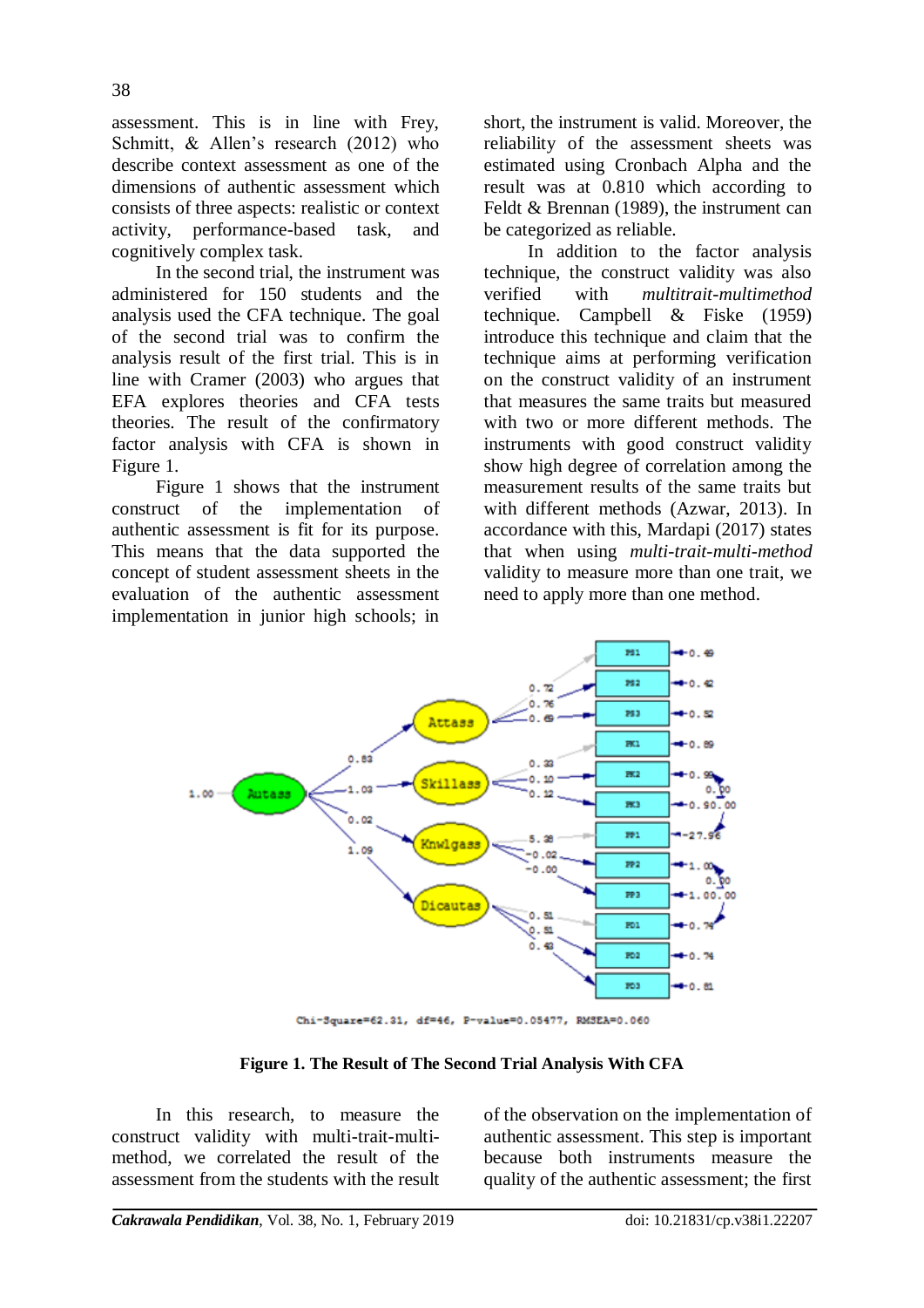assessment. This is in line with Frey, Schmitt, & Allen's research (2012) who describe context assessment as one of the dimensions of authentic assessment which consists of three aspects: realistic or context activity, performance-based task, and cognitively complex task.

In the second trial, the instrument was administered for 150 students and the analysis used the CFA technique. The goal of the second trial was to confirm the analysis result of the first trial. This is in line with Cramer (2003) who argues that EFA explores theories and CFA tests theories. The result of the confirmatory factor analysis with CFA is shown in Figure 1.

Figure 1 shows that the instrument construct of the implementation of authentic assessment is fit for its purpose. This means that the data supported the concept of student assessment sheets in the evaluation of the authentic assessment implementation in junior high schools; in short, the instrument is valid. Moreover, the reliability of the assessment sheets was estimated using Cronbach Alpha and the result was at 0.810 which according to Feldt & Brennan (1989), the instrument can be categorized as reliable.

In addition to the factor analysis technique, the construct validity was also verified with *multitrait-multimethod* technique. Campbell & Fiske (1959) introduce this technique and claim that the technique aims at performing verification on the construct validity of an instrument that measures the same traits but measured with two or more different methods. The instruments with good construct validity show high degree of correlation among the measurement results of the same traits but with different methods (Azwar, 2013). In accordance with this, Mardapi (2017) states that when using *multi-trait-multi-method* validity to measure more than one trait, we need to apply more than one method.

Chi-Square=62.31, df=46, P-value=0.05477, RMSEA=0.060

**Figure 1. The Result of The Second Trial Analysis With CFA**

In this research, to measure the construct validity with multi-trait-multi-method, we correlated the result of the assessment from the students with the result of the observation on the implementation of authentic assessment. This step is important because both instruments measure the quality of the authentic assessment; the first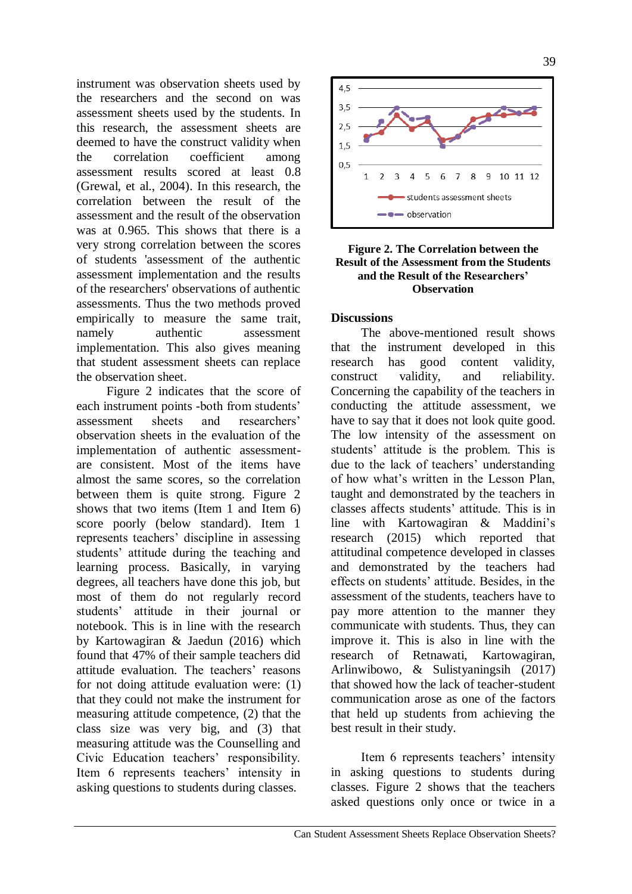instrument was observation sheets used by the researchers and the second on was assessment sheets used by the students. In this research, the assessment sheets are deemed to have the construct validity when the correlation coefficient among assessment results scored at least 0.8 (Grewal, et al., 2004). In this research, the correlation between the result of the assessment and the result of the observation was at 0.965. This shows that there is a very strong correlation between the scores of students 'assessment of the authentic assessment implementation and the results of the researchers' observations of authentic assessments. Thus the two methods proved empirically to measure the same trait, namely authentic assessment implementation. This also gives meaning that student assessment sheets can replace the observation sheet.

Figure 2 indicates that the score of each instrument points -both from students' assessment sheets and researchers' observation sheets in the evaluation of the implementation of authentic assessment- are consistent. Most of the items have almost the same scores, so the correlation between them is quite strong. Figure 2 shows that two items (Item 1 and Item 6) score poorly (below standard). Item 1 represents teachers' discipline in assessing students' attitude during the teaching and learning process. Basically, in varying degrees, all teachers have done this job, but most of them do not regularly record students' attitude in their journal or notebook. This is in line with the research by Kartowagiran & Jaedun (2016) which found that 47% of their sample teachers did attitude evaluation. The teachers' reasons for not doing attitude evaluation were: (1) that they could not make the instrument for measuring attitude competence, (2) that the class size was very big, and (3) that measuring attitude was the Counselling and Civic Education teachers' responsibility. Item 6 represents teachers' intensity in asking questions to students during classes.

**Figure 2. The Correlation between the Result of the Assessment from the Students and the Result of the Researchers' Observation**

## Discussions

The above-mentioned result shows that the instrument developed in this research has good content validity, construct validity, and reliability. Concerning the capability of the teachers in conducting the attitude assessment, we have to say that it does not look quite good. The low intensity of the assessment on students' attitude is the problem. This is due to the lack of teachers' understanding of how what's written in the Lesson Plan, taught and demonstrated by the teachers in classes affects students' attitude. This is in line with Kartowagiran & Maddini's research (2015) which reported that attitudinal competence developed in classes and demonstrated by the teachers had effects on students' attitude. Besides, in the assessment of the students, teachers have to pay more attention to the manner they communicate with students. Thus, they can improve it. This is also in line with the research of Retnawati, Kartowagiran, Arlinwibowo, & Sulistyaningsih (2017) that showed how the lack of teacher-student communication arose as one of the factors that held up students from achieving the best result in their study.

Item 6 represents teachers' intensity in asking questions to students during classes. Figure 2 shows that the teachers asked questions only once or twice in a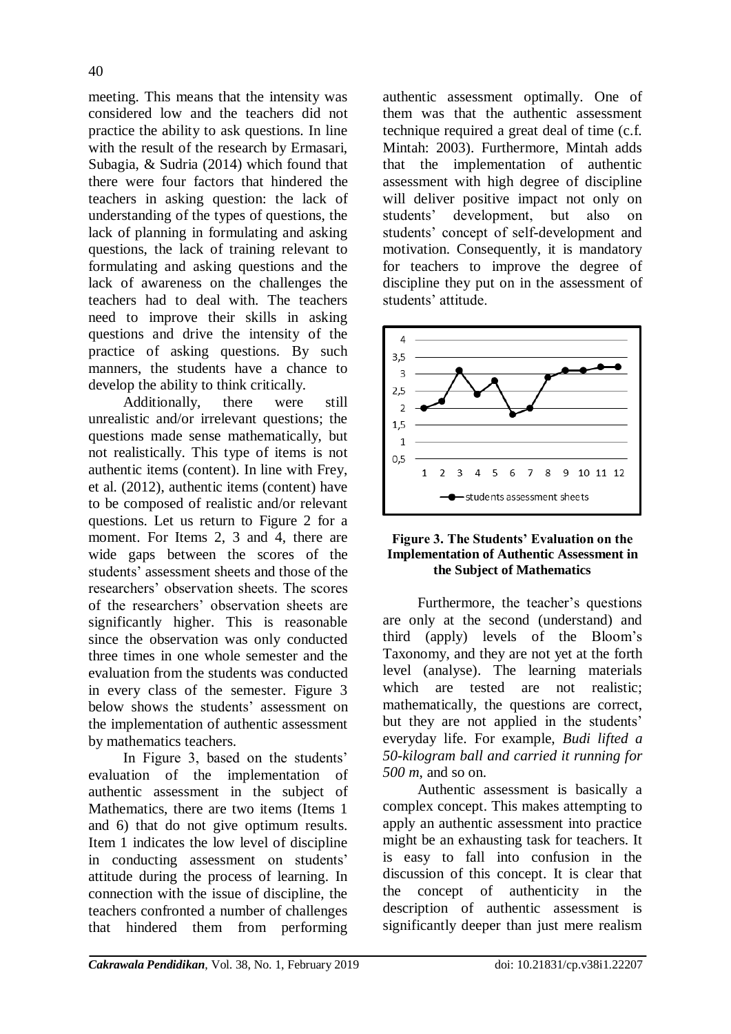meeting. This means that the intensity was considered low and the teachers did not practice the ability to ask questions. In line with the result of the research by Ermasari, Subagia, & Sudria (2014) which found that there were four factors that hindered the teachers in asking question: the lack of understanding of the types of questions, the lack of planning in formulating and asking questions, the lack of training relevant to formulating and asking questions and the lack of awareness on the challenges the teachers had to deal with. The teachers need to improve their skills in asking questions and drive the intensity of the practice of asking questions. By such manners, the students have a chance to develop the ability to think critically.

Additionally, there were still unrealistic and/or irrelevant questions; the questions made sense mathematically, but not realistically. This type of items is not authentic items (content). In line with Frey, et al. (2012), authentic items (content) have to be composed of realistic and/or relevant questions. Let us return to Figure 2 for a moment. For Items 2, 3 and 4, there are wide gaps between the scores of the students' assessment sheets and those of the researchers' observation sheets. The scores of the researchers' observation sheets are significantly higher. This is reasonable since the observation was only conducted three times in one whole semester and the evaluation from the students was conducted in every class of the semester. Figure 3 below shows the students' assessment on the implementation of authentic assessment by mathematics teachers.

In Figure 3, based on the students' evaluation of the implementation of authentic assessment in the subject of Mathematics, there are two items (Items 1 and 6) that do not give optimum results. Item 1 indicates the low level of discipline in conducting assessment on students' attitude during the process of learning. In connection with the issue of discipline, the teachers confronted a number of challenges that hindered them from performing authentic assessment optimally. One of them was that the authentic assessment technique required a great deal of time (c.f. Mintah: 2003). Furthermore, Mintah adds that the implementation of authentic assessment with high degree of discipline will deliver positive impact not only on students' development, but also on students' concept of self-development and motivation. Consequently, it is mandatory for teachers to improve the degree of discipline they put on in the assessment of students' attitude.

**Figure 3. The Students' Evaluation on the Implementation of Authentic Assessment in the Subject of Mathematics**

Furthermore, the teacher's questions are only at the second (understand) and third (apply) levels of the Bloom's Taxonomy, and they are not yet at the forth level (analyse). The learning materials which are tested are not realistic; mathematically, the questions are correct, but they are not applied in the students' everyday life. For example, *Budi lifted a 50-kilogram ball and carried it running for 500 m*, and so on.

Authentic assessment is basically a complex concept. This makes attempting to apply an authentic assessment into practice might be an exhausting task for teachers. It is easy to fall into confusion in the discussion of this concept. It is clear that the concept of authenticity in the description of authentic assessment is significantly deeper than just mere realism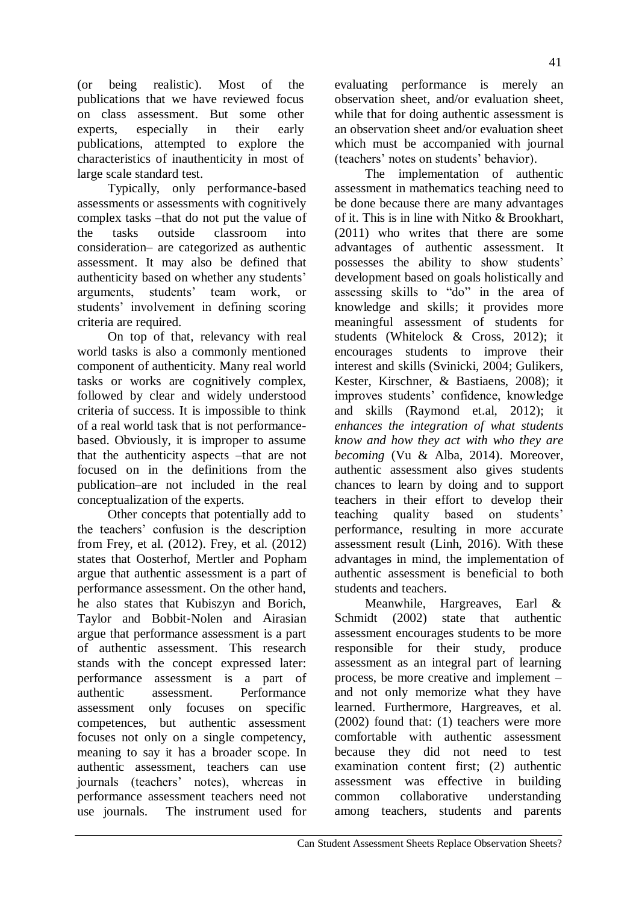(or being realistic). Most of the publications that we have reviewed focus on class assessment. But some other experts, especially in their early publications, attempted to explore the characteristics of inauthenticity in most of large scale standard test.

Typically, only performance-based assessments or assessments with cognitively complex tasks –that do not put the value of the tasks outside classroom into consideration– are categorized as authentic assessment. It may also be defined that authenticity based on whether any students' arguments, students' team work, or students' involvement in defining scoring criteria are required.

On top of that, relevancy with real world tasks is also a commonly mentioned component of authenticity. Many real world tasks or works are cognitively complex, followed by clear and widely understood criteria of success. It is impossible to think of a real world task that is not performance-based. Obviously, it is improper to assume that the authenticity aspects –that are not focused on in the definitions from the publication–are not included in the real conceptualization of the experts.

Other concepts that potentially add to the teachers' confusion is the description from Frey, et al. (2012). Frey, et al. (2012) states that Oosterhof, Mertler and Popham argue that authentic assessment is a part of performance assessment. On the other hand, he also states that Kubiszyn and Borich, Taylor and Bobbit-Nolen and Airasian argue that performance assessment is a part of authentic assessment. This research stands with the concept expressed later: performance assessment is a part of authentic assessment. Performance assessment only focuses on specific competences, but authentic assessment focuses not only on a single competency, meaning to say it has a broader scope. In authentic assessment, teachers can use journals (teachers' notes), whereas in performance assessment teachers need not use journals. The instrument used for evaluating performance is merely an observation sheet, and/or evaluation sheet, while that for doing authentic assessment is an observation sheet and/or evaluation sheet which must be accompanied with journal (teachers' notes on students' behavior).

The implementation of authentic assessment in mathematics teaching need to be done because there are many advantages of it. This is in line with Nitko & Brookhart, (2011) who writes that there are some advantages of authentic assessment. It possesses the ability to show students' development based on goals holistically and assessing skills to "do" in the area of knowledge and skills; it provides more meaningful assessment of students for students (Whitelock & Cross, 2012); it encourages students to improve their interest and skills (Svinicki, 2004; Gulikers, Kester, Kirschner, & Bastiaens, 2008); it improves students' confidence, knowledge and skills (Raymond et.al, 2012); it *enhances the integration of what students know and how they act with who they are becoming* (Vu & Alba, 2014). Moreover, authentic assessment also gives students chances to learn by doing and to support teachers in their effort to develop their teaching quality based on students' performance, resulting in more accurate assessment result (Linh, 2016). With these advantages in mind, the implementation of authentic assessment is beneficial to both students and teachers.

Meanwhile, Hargreaves, Earl & Schmidt (2002) state that authentic assessment encourages students to be more responsible for their study, produce assessment as an integral part of learning process, be more creative and implement – and not only memorize what they have learned. Furthermore, Hargreaves, et al. (2002) found that: (1) teachers were more comfortable with authentic assessment because they did not need to test examination content first; (2) authentic assessment was effective in building common collaborative understanding among teachers, students and parents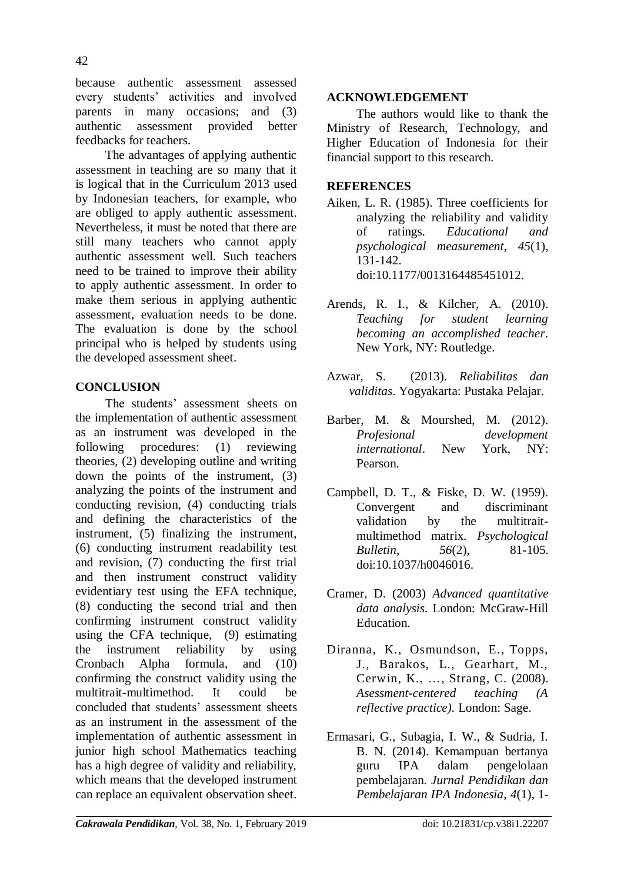because authentic assessment assessed every students' activities and involved parents in many occasions; and (3) authentic assessment provided better feedbacks for teachers.

The advantages of applying authentic assessment in teaching are so many that it is logical that in the Curriculum 2013 used by Indonesian teachers, for example, who are obliged to apply authentic assessment. Nevertheless, it must be noted that there are still many teachers who cannot apply authentic assessment well. Such teachers need to be trained to improve their ability to apply authentic assessment. In order to make them serious in applying authentic assessment, evaluation needs to be done. The evaluation is done by the school principal who is helped by students using the developed assessment sheet.

## CONCLUSION

The students' assessment sheets on the implementation of authentic assessment as an instrument was developed in the following procedures: (1) reviewing theories, (2) developing outline and writing down the points of the instrument, (3) analyzing the points of the instrument and conducting revision, (4) conducting trials and defining the characteristics of the instrument, (5) finalizing the instrument, (6) conducting instrument readability test and revision, (7) conducting the first trial and then instrument construct validity evidentiary test using the EFA technique, (8) conducting the second trial and then confirming instrument construct validity using the CFA technique, (9) estimating the instrument reliability by using Cronbach Alpha formula, and (10) confirming the construct validity using the multitrait-multimethod. It could be concluded that students' assessment sheets as an instrument in the assessment of the implementation of authentic assessment in junior high school Mathematics teaching has a high degree of validity and reliability, which means that the developed instrument can replace an equivalent observation sheet.

## ACKNOWLEDGEMENT

The authors would like to thank the Ministry of Research, Technology, and Higher Education of Indonesia for their financial support to this research.

## REFERENCES

Aiken, L. R. (1985). Three coefficients for analyzing the reliability and validity of ratings. *Educational and psychological measurement*, *45*(1), 131-142. doi:10.1177/0013164485451012.

Arends, R. I., & Kilcher, A. (2010). *Teaching for student learning becoming an accomplished teacher*. New York, NY: Routledge.

Azwar, S. (2013). *Reliabilitas dan validitas*. Yogyakarta: Pustaka Pelajar.

Barber, M. & Mourshed, M. (2012). *Profesional development international*. New York, NY: Pearson.

Campbell, D. T., & Fiske, D. W. (1959). Convergent and discriminant validation by the multitrait-multimethod matrix. *Psychological Bulletin*, *56*(2), 81-105. doi:10.1037/h0046016.

Cramer, D. (2003) *Advanced quantitative data analysis*. London: McGraw-Hill Education.

Diranna, K., Osmundson, E., Topps, J., Barakos, L., Gearhart, M., Cerwin, K., …, Strang, C. (2008). *Asessment-centered teaching (A reflective practice).* London: Sage.

Ermasari, G., Subagia, I. W., & Sudria, I. B. N. (2014). Kemampuan bertanya guru IPA dalam pengelolaan pembelajaran. *Jurnal Pendidikan dan Pembelajaran IPA Indonesia*, *4*(1), 1-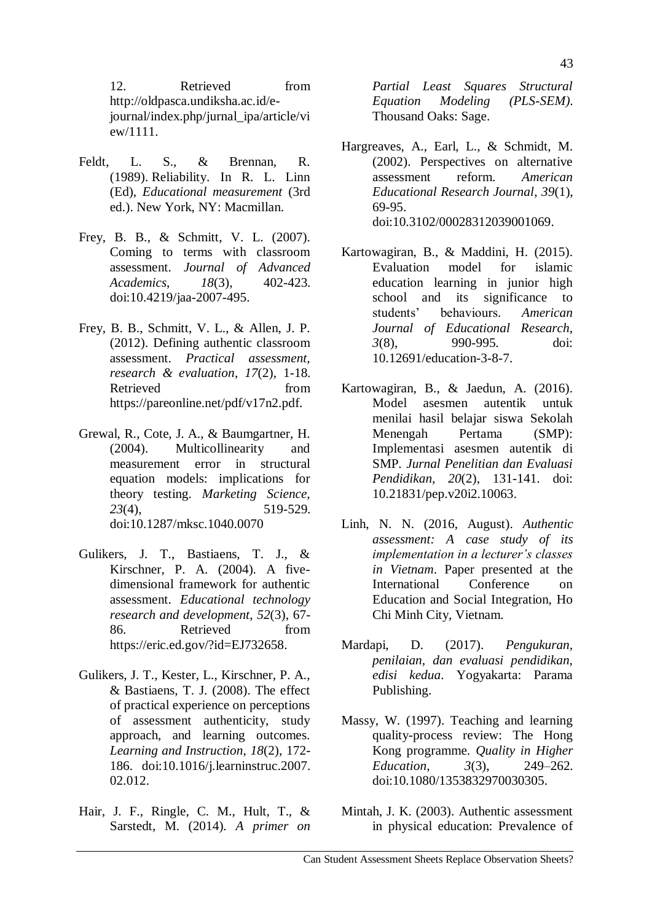12. Retrieved from http://oldpasca.undiksha.ac.id/e-journal/index.php/jurnal_ipa/article/view/1111.

Feldt, L. S., & Brennan, R. (1989). Reliability. In R. L. Linn (Ed), *Educational measurement* (3rd ed.). New York, NY: Macmillan.

Frey, B. B., & Schmitt, V. L. (2007). Coming to terms with classroom assessment. *Journal of Advanced Academics*, *18*(3), 402-423. doi:10.4219/jaa-2007-495.

Frey, B. B., Schmitt, V. L., & Allen, J. P. (2012). Defining authentic classroom assessment. *Practical assessment, research & evaluation*, *17*(2), 1-18. Retrieved from https://pareonline.net/pdf/v17n2.pdf.

Grewal, R., Cote, J. A., & Baumgartner, H. (2004). Multicollinearity and measurement error in structural equation models: implications for theory testing. *Marketing Science*, *23*(4), 519-529. doi:10.1287/mksc.1040.0070

Gulikers, J. T., Bastiaens, T. J., & Kirschner, P. A. (2004). A five-dimensional framework for authentic assessment. *Educational technology research and development*, *52*(3), 67-86. Retrieved from https://eric.ed.gov/?id=EJ732658.

Gulikers, J. T., Kester, L., Kirschner, P. A., & Bastiaens, T. J. (2008). The effect of practical experience on perceptions of assessment authenticity, study approach, and learning outcomes. *Learning and Instruction*, *18*(2), 172-186. doi:10.1016/j.learninstruc.2007.02.012.

Hair, J. F., Ringle, C. M., Hult, T., & Sarstedt, M. (2014). *A primer on Partial Least Squares Structural Equation Modeling (PLS-SEM)*. Thousand Oaks: Sage.

Hargreaves, A., Earl, L., & Schmidt, M. (2002). Perspectives on alternative assessment reform. *American Educational Research Journal*, *39*(1), 69-95. doi:10.3102/00028312039001069.

Kartowagiran, B., & Maddini, H. (2015). Evaluation model for islamic education learning in junior high school and its significance to students' behaviours. *American Journal of Educational Research*, *3*(8), 990-995. doi: 10.12691/education-3-8-7.

Kartowagiran, B., & Jaedun, A. (2016). Model asesmen autentik untuk menilai hasil belajar siswa Sekolah Menengah Pertama (SMP): Implementasi asesmen autentik di SMP. *Jurnal Penelitian dan Evaluasi Pendidikan*, *20*(2), 131-141. doi: 10.21831/pep.v20i2.10063.

Linh, N. N. (2016, August). *Authentic assessment: A case study of its implementation in a lecturer's classes in Vietnam*. Paper presented at the International Conference on Education and Social Integration, Ho Chi Minh City, Vietnam.

Mardapi, D. (2017). *Pengukuran, penilaian, dan evaluasi pendidikan, edisi kedua*. Yogyakarta: Parama Publishing.

Massy, W. (1997). Teaching and learning quality-process review: The Hong Kong programme. *Quality in Higher Education*, *3*(3), 249–262. doi:10.1080/1353832970030305.

Mintah, J. K. (2003). Authentic assessment in physical education: Prevalence of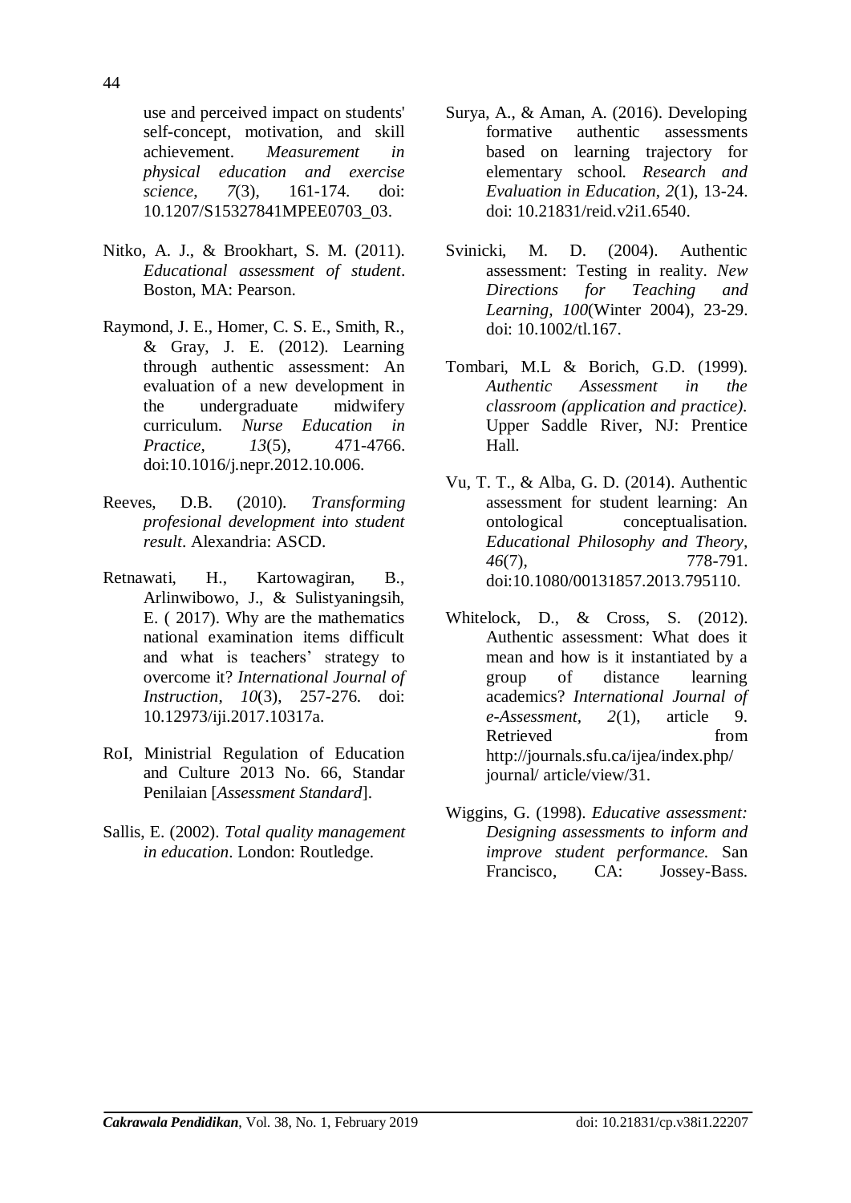use and perceived impact on students' self-concept, motivation, and skill achievement. *Measurement in physical education and exercise science*, *7*(3), 161-174. doi: 10.1207/S15327841MPEE0703_03.

Nitko, A. J., & Brookhart, S. M. (2011). *Educational assessment of student*. Boston, MA: Pearson.

Raymond, J. E., Homer, C. S. E., Smith, R., & Gray, J. E. (2012). Learning through authentic assessment: An evaluation of a new development in the undergraduate midwifery curriculum. *Nurse Education in Practice*, *13*(5), 471-4766. doi:10.1016/j.nepr.2012.10.006.

Reeves, D.B. (2010). *Transforming profesional development into student result*. Alexandria: ASCD.

Retnawati, H., Kartowagiran, B., Arlinwibowo, J., & Sulistyaningsih, E. ( 2017). Why are the mathematics national examination items difficult and what is teachers' strategy to overcome it? *International Journal of Instruction*, *10*(3), 257-276. doi: 10.12973/iji.2017.10317a.

RoI, Ministrial Regulation of Education and Culture 2013 No. 66, Standar Penilaian [*Assessment Standard*].

Sallis, E. (2002). *Total quality management in education*. London: Routledge.

Surya, A., & Aman, A. (2016). Developing formative authentic assessments based on learning trajectory for elementary school. *Research and Evaluation in Education*, *2*(1), 13-24. doi: 10.21831/reid.v2i1.6540.

Svinicki, M. D. (2004). Authentic assessment: Testing in reality. *New Directions for Teaching and Learning*, *100*(Winter 2004), 23-29. doi: 10.1002/tl.167.

Tombari, M.L & Borich, G.D. (1999). *Authentic Assessment in the classroom (application and practice)*. Upper Saddle River, NJ: Prentice Hall.

Vu, T. T., & Alba, G. D. (2014). Authentic assessment for student learning: An ontological conceptualisation. *Educational Philosophy and Theory*, *46*(7), 778-791. doi:10.1080/00131857.2013.795110.

Whitelock, D., & Cross, S. (2012). Authentic assessment: What does it mean and how is it instantiated by a group of distance learning academics? *International Journal of e-Assessment*, *2*(1), article 9. Retrieved from http://journals.sfu.ca/ijea/index.php/journal/ article/view/31.

Wiggins, G. (1998). *Educative assessment: Designing assessments to inform and improve student performance.* San Francisco, CA: Jossey-Bass.